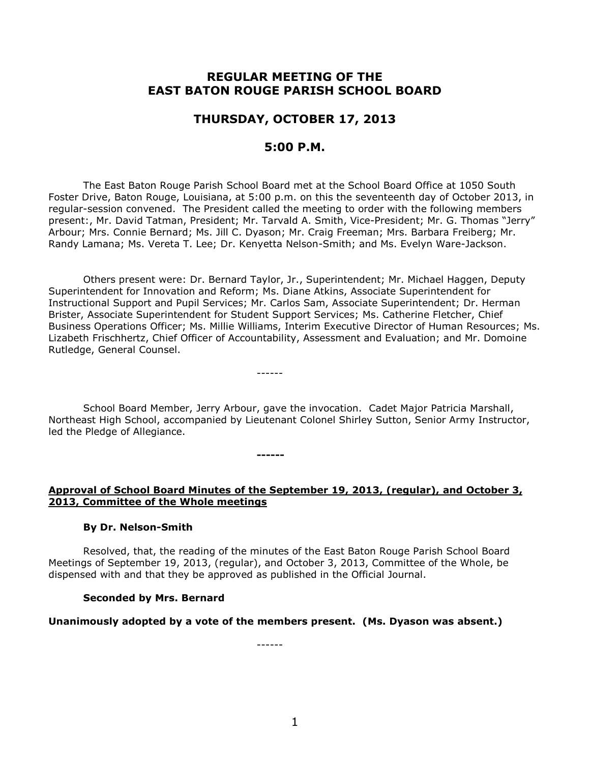# REGULAR MEETING OF THE EAST BATON ROUGE PARISH SCHOOL BOARD

## THURSDAY, OCTOBER 17, 2013

## 5:00 P.M.

The East Baton Rouge Parish School Board met at the School Board Office at 1050 South Foster Drive, Baton Rouge, Louisiana, at 5:00 p.m. on this the seventeenth day of October 2013, in regular-session convened. The President called the meeting to order with the following members present:, Mr. David Tatman, President; Mr. Tarvald A. Smith, Vice-President; Mr. G. Thomas "Jerry" Arbour; Mrs. Connie Bernard; Ms. Jill C. Dyason; Mr. Craig Freeman; Mrs. Barbara Freiberg; Mr. Randy Lamana; Ms. Vereta T. Lee; Dr. Kenyetta Nelson-Smith; and Ms. Evelyn Ware-Jackson.

Others present were: Dr. Bernard Taylor, Jr., Superintendent; Mr. Michael Haggen, Deputy Superintendent for Innovation and Reform; Ms. Diane Atkins, Associate Superintendent for Instructional Support and Pupil Services; Mr. Carlos Sam, Associate Superintendent; Dr. Herman Brister, Associate Superintendent for Student Support Services; Ms. Catherine Fletcher, Chief Business Operations Officer; Ms. Millie Williams, Interim Executive Director of Human Resources; Ms. Lizabeth Frischhertz, Chief Officer of Accountability, Assessment and Evaluation; and Mr. Domoine Rutledge, General Counsel.

------

School Board Member, Jerry Arbour, gave the invocation. Cadet Major Patricia Marshall, Northeast High School, accompanied by Lieutenant Colonel Shirley Sutton, Senior Army Instructor, led the Pledge of Allegiance.

**------**

**Approval of School Board Minutes of the September 19, 2013, (regular), and October 3, 2013, Committee of the Whole meetings**

**By Dr. Nelson-Smith**

Resolved, that, the reading of the minutes of the East Baton Rouge Parish School Board Meetings of September 19, 2013, (regular), and October 3, 2013, Committee of the Whole, be dispensed with and that they be approved as published in the Official Journal.

**Seconded by Mrs. Bernard**

**Unanimously adopted by a vote of the members present. (Ms. Dyason was absent.)**

------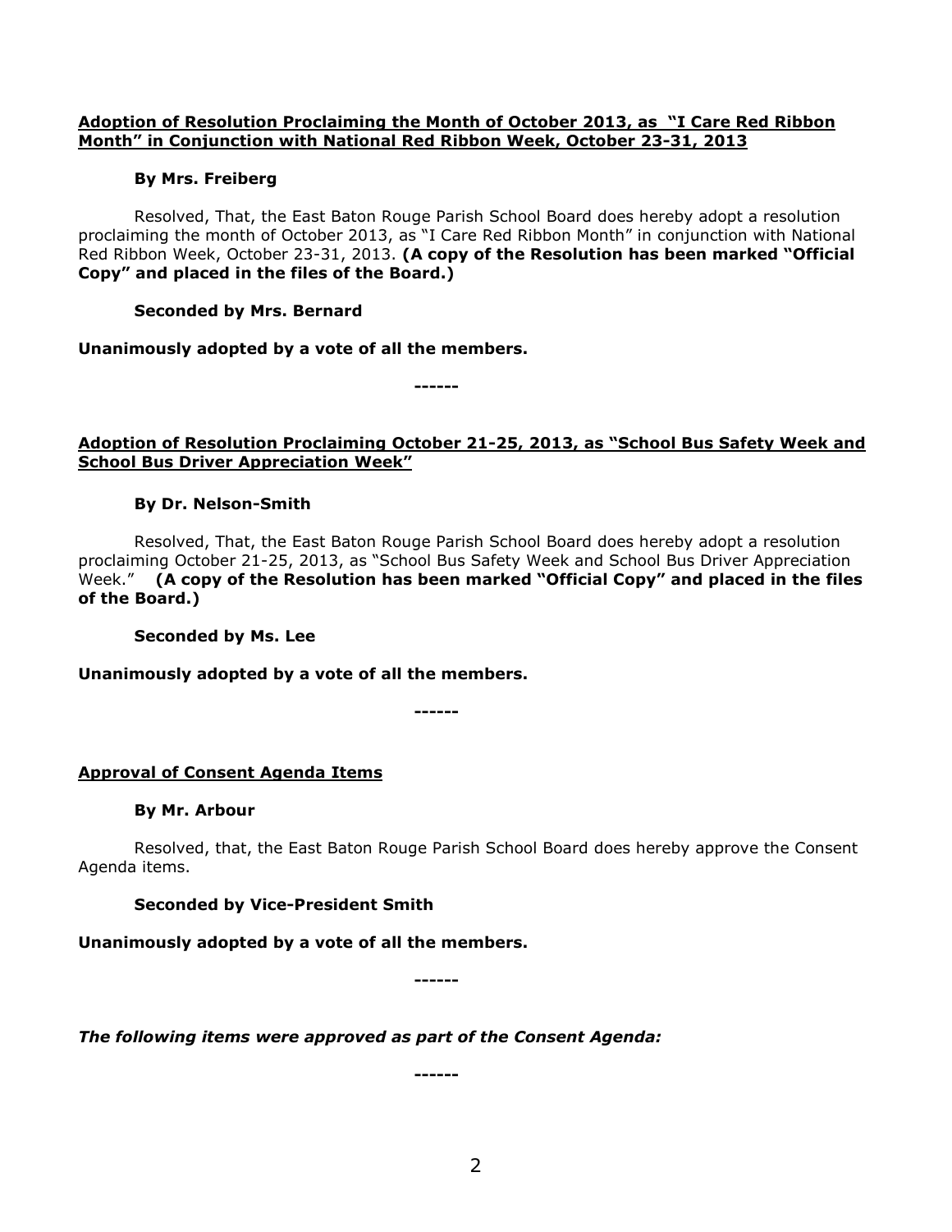**<u>Adoption of Resolution Proclaiming the Month of October 2013, as "I Care Red Ribbon Month" in Conjunction with National Red Ribbon Week, October 23-31, 2013</u>**

**By Mrs. Freiberg**

Resolved, That, the East Baton Rouge Parish School Board does hereby adopt a resolution proclaiming the month of October 2013, as "I Care Red Ribbon Month" in conjunction with National Red Ribbon Week, October 23-31, 2013. **(A copy of the Resolution has been marked "Official Copy" and placed in the files of the Board.)**

**Seconded by Mrs. Bernard**

**Unanimously adopted by a vote of all the members.**

**------**

**<u>Adoption of Resolution Proclaiming October 21-25, 2013, as "School Bus Safety Week and School Bus Driver Appreciation Week"</u>**

**By Dr. Nelson-Smith**

Resolved, That, the East Baton Rouge Parish School Board does hereby adopt a resolution proclaiming October 21-25, 2013, as "School Bus Safety Week and School Bus Driver Appreciation Week." **(A copy of the Resolution has been marked "Official Copy" and placed in the files of the Board.)**

**Seconded by Ms. Lee**

**Unanimously adopted by a vote of all the members.**

**------**

**<u>Approval of Consent Agenda Items</u>**

**By Mr. Arbour**

Resolved, that, the East Baton Rouge Parish School Board does hereby approve the Consent Agenda items.

**Seconded by Vice-President Smith**

**Unanimously adopted by a vote of all the members.**

**------**

***The following items were approved as part of the Consent Agenda:***

**------**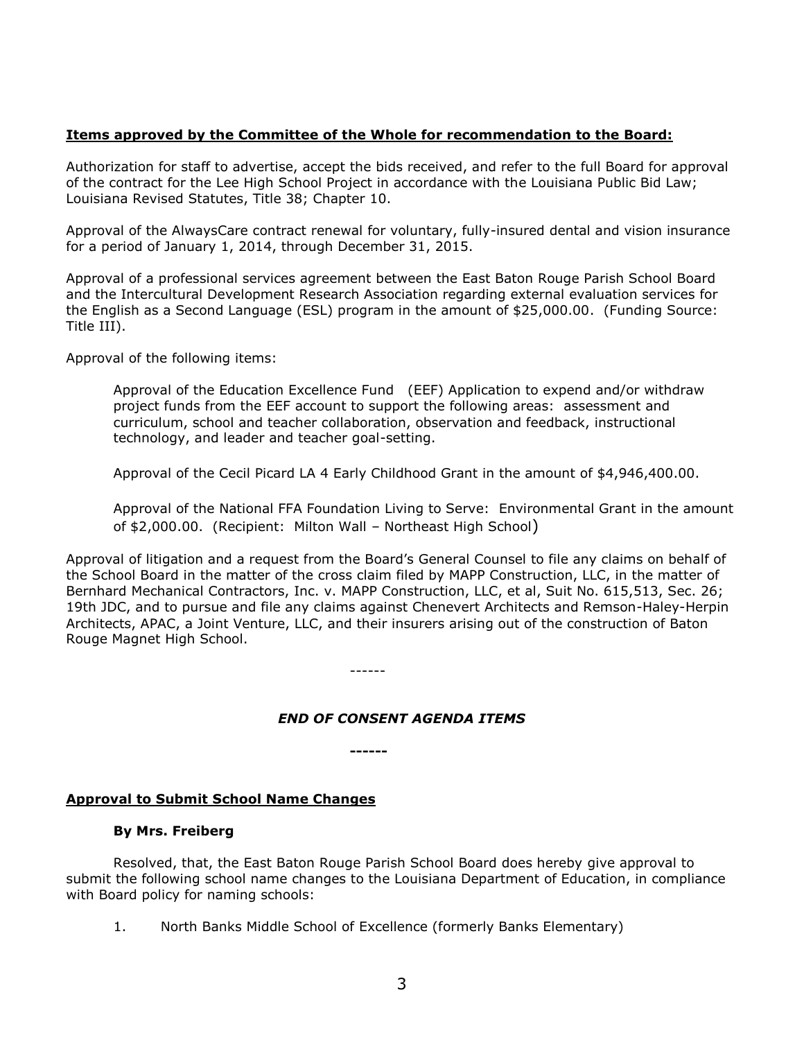**Items approved by the Committee of the Whole for recommendation to the Board:**

Authorization for staff to advertise, accept the bids received, and refer to the full Board for approval of the contract for the Lee High School Project in accordance with the Louisiana Public Bid Law; Louisiana Revised Statutes, Title 38; Chapter 10.

Approval of the AlwaysCare contract renewal for voluntary, fully-insured dental and vision insurance for a period of January 1, 2014, through December 31, 2015.

Approval of a professional services agreement between the East Baton Rouge Parish School Board and the Intercultural Development Research Association regarding external evaluation services for the English as a Second Language (ESL) program in the amount of $25,000.00. (Funding Source: Title III).

Approval of the following items:

> Approval of the Education Excellence Fund (EEF) Application to expend and/or withdraw project funds from the EEF account to support the following areas: assessment and curriculum, school and teacher collaboration, observation and feedback, instructional technology, and leader and teacher goal-setting.
>
> Approval of the Cecil Picard LA 4 Early Childhood Grant in the amount of $4,946,400.00.
>
> Approval of the National FFA Foundation Living to Serve: Environmental Grant in the amount of $2,000.00. (Recipient: Milton Wall – Northeast High School)

Approval of litigation and a request from the Board's General Counsel to file any claims on behalf of the School Board in the matter of the cross claim filed by MAPP Construction, LLC, in the matter of Bernhard Mechanical Contractors, Inc. v. MAPP Construction, LLC, et al, Suit No. 615,513, Sec. 26; 19th JDC, and to pursue and file any claims against Chenevert Architects and Remson-Haley-Herpin Architects, APAC, a Joint Venture, LLC, and their insurers arising out of the construction of Baton Rouge Magnet High School.

------

*END OF CONSENT AGENDA ITEMS*

**------**

**Approval to Submit School Name Changes**

**By Mrs. Freiberg**

Resolved, that, the East Baton Rouge Parish School Board does hereby give approval to submit the following school name changes to the Louisiana Department of Education, in compliance with Board policy for naming schools:

1. North Banks Middle School of Excellence (formerly Banks Elementary)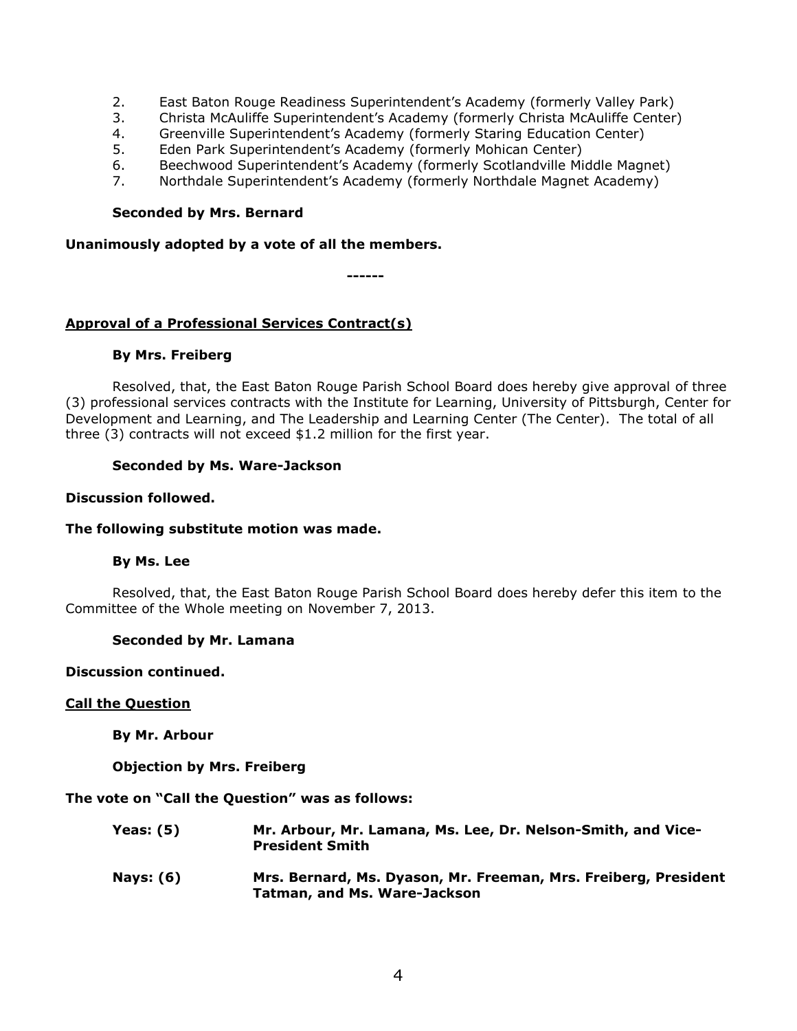2. East Baton Rouge Readiness Superintendent's Academy (formerly Valley Park)
3. Christa McAuliffe Superintendent's Academy (formerly Christa McAuliffe Center)
4. Greenville Superintendent's Academy (formerly Staring Education Center)
5. Eden Park Superintendent's Academy (formerly Mohican Center)
6. Beechwood Superintendent's Academy (formerly Scotlandville Middle Magnet)
7. Northdale Superintendent's Academy (formerly Northdale Magnet Academy)

**Seconded by Mrs. Bernard**

**Unanimously adopted by a vote of all the members.**

**------**

<u>**Approval of a Professional Services Contract(s)**</u>

**By Mrs. Freiberg**

Resolved, that, the East Baton Rouge Parish School Board does hereby give approval of three (3) professional services contracts with the Institute for Learning, University of Pittsburgh, Center for Development and Learning, and The Leadership and Learning Center (The Center). The total of all three (3) contracts will not exceed $1.2 million for the first year.

**Seconded by Ms. Ware-Jackson**

**Discussion followed.**

**The following substitute motion was made.**

**By Ms. Lee**

Resolved, that, the East Baton Rouge Parish School Board does hereby defer this item to the Committee of the Whole meeting on November 7, 2013.

**Seconded by Mr. Lamana**

**Discussion continued.**

<u>**Call the Question**</u>

**By Mr. Arbour**

**Objection by Mrs. Freiberg**

**The vote on "Call the Question" was as follows:**

**Yeas: (5)** **Mr. Arbour, Mr. Lamana, Ms. Lee, Dr. Nelson-Smith, and Vice-President Smith**

**Nays: (6)** **Mrs. Bernard, Ms. Dyason, Mr. Freeman, Mrs. Freiberg, President Tatman, and Ms. Ware-Jackson**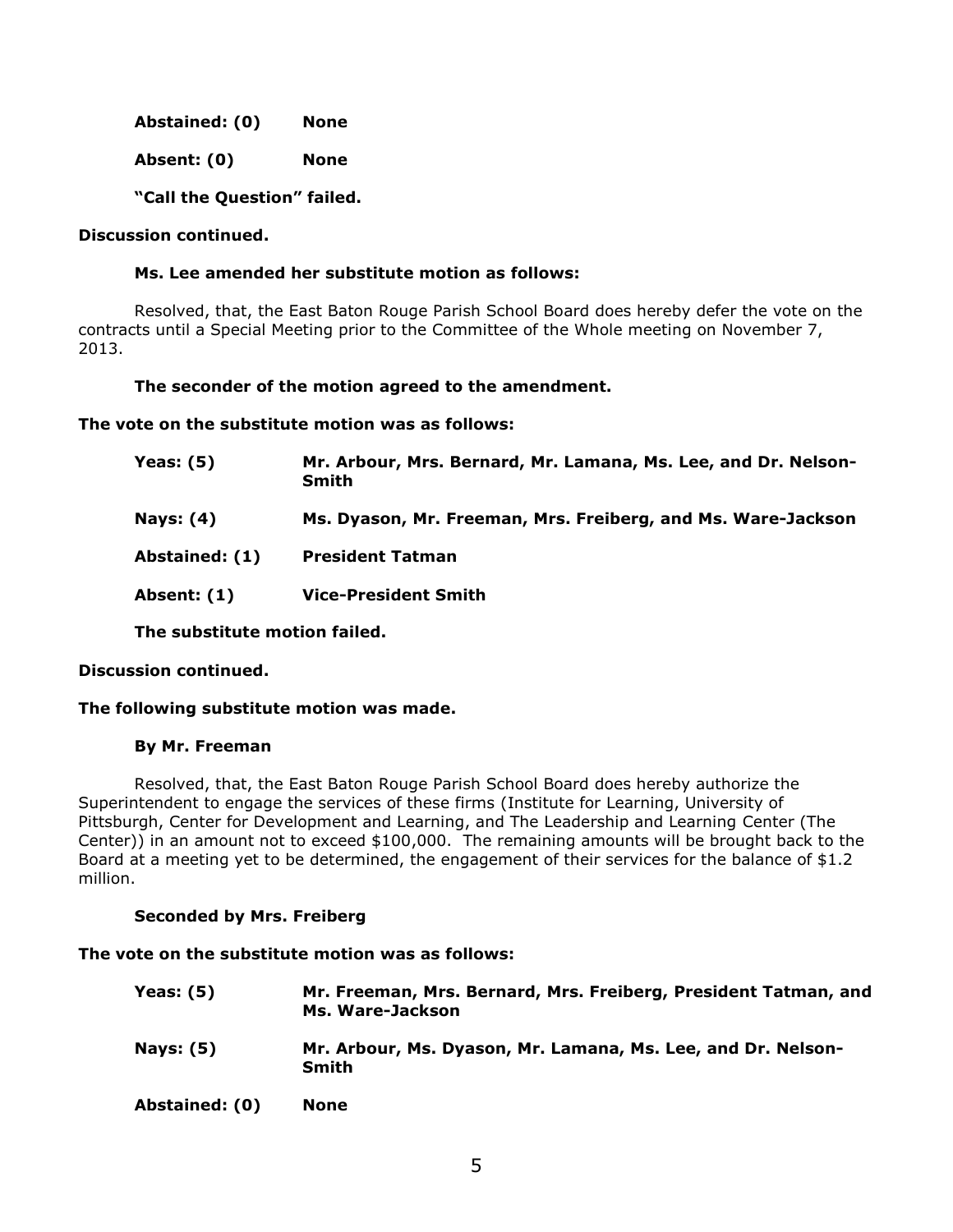**Abstained: (0)** **None**

**Absent: (0)** **None**

**"Call the Question" failed.**

**Discussion continued.**

**Ms. Lee amended her substitute motion as follows:**

Resolved, that, the East Baton Rouge Parish School Board does hereby defer the vote on the contracts until a Special Meeting prior to the Committee of the Whole meeting on November 7, 2013.

**The seconder of the motion agreed to the amendment.**

**The vote on the substitute motion was as follows:**

**Yeas: (5)** **Mr. Arbour, Mrs. Bernard, Mr. Lamana, Ms. Lee, and Dr. Nelson-Smith**

**Nays: (4)** **Ms. Dyason, Mr. Freeman, Mrs. Freiberg, and Ms. Ware-Jackson**

**Abstained: (1)** **President Tatman**

**Absent: (1)** **Vice-President Smith**

**The substitute motion failed.**

**Discussion continued.**

**The following substitute motion was made.**

**By Mr. Freeman**

Resolved, that, the East Baton Rouge Parish School Board does hereby authorize the Superintendent to engage the services of these firms (Institute for Learning, University of Pittsburgh, Center for Development and Learning, and The Leadership and Learning Center (The Center)) in an amount not to exceed $100,000. The remaining amounts will be brought back to the Board at a meeting yet to be determined, the engagement of their services for the balance of $1.2 million.

**Seconded by Mrs. Freiberg**

**The vote on the substitute motion was as follows:**

**Yeas: (5)** **Mr. Freeman, Mrs. Bernard, Mrs. Freiberg, President Tatman, and Ms. Ware-Jackson**

**Nays: (5)** **Mr. Arbour, Ms. Dyason, Mr. Lamana, Ms. Lee, and Dr. Nelson-Smith**

**Abstained: (0)** **None**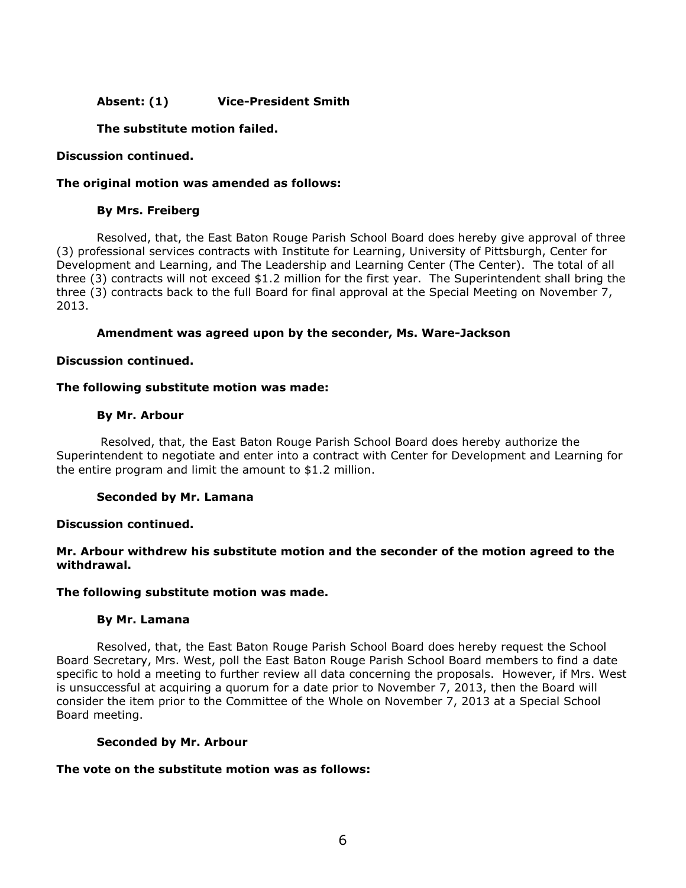**Absent: (1)   Vice-President Smith**

**The substitute motion failed.**

**Discussion continued.**

**The original motion was amended as follows:**

**By Mrs. Freiberg**

Resolved, that, the East Baton Rouge Parish School Board does hereby give approval of three (3) professional services contracts with Institute for Learning, University of Pittsburgh, Center for Development and Learning, and The Leadership and Learning Center (The Center). The total of all three (3) contracts will not exceed $1.2 million for the first year. The Superintendent shall bring the three (3) contracts back to the full Board for final approval at the Special Meeting on November 7, 2013.

**Amendment was agreed upon by the seconder, Ms. Ware-Jackson**

**Discussion continued.**

**The following substitute motion was made:**

**By Mr. Arbour**

Resolved, that, the East Baton Rouge Parish School Board does hereby authorize the Superintendent to negotiate and enter into a contract with Center for Development and Learning for the entire program and limit the amount to $1.2 million.

**Seconded by Mr. Lamana**

**Discussion continued.**

**Mr. Arbour withdrew his substitute motion and the seconder of the motion agreed to the withdrawal.**

**The following substitute motion was made.**

**By Mr. Lamana**

Resolved, that, the East Baton Rouge Parish School Board does hereby request the School Board Secretary, Mrs. West, poll the East Baton Rouge Parish School Board members to find a date specific to hold a meeting to further review all data concerning the proposals. However, if Mrs. West is unsuccessful at acquiring a quorum for a date prior to November 7, 2013, then the Board will consider the item prior to the Committee of the Whole on November 7, 2013 at a Special School Board meeting.

**Seconded by Mr. Arbour**

**The vote on the substitute motion was as follows:**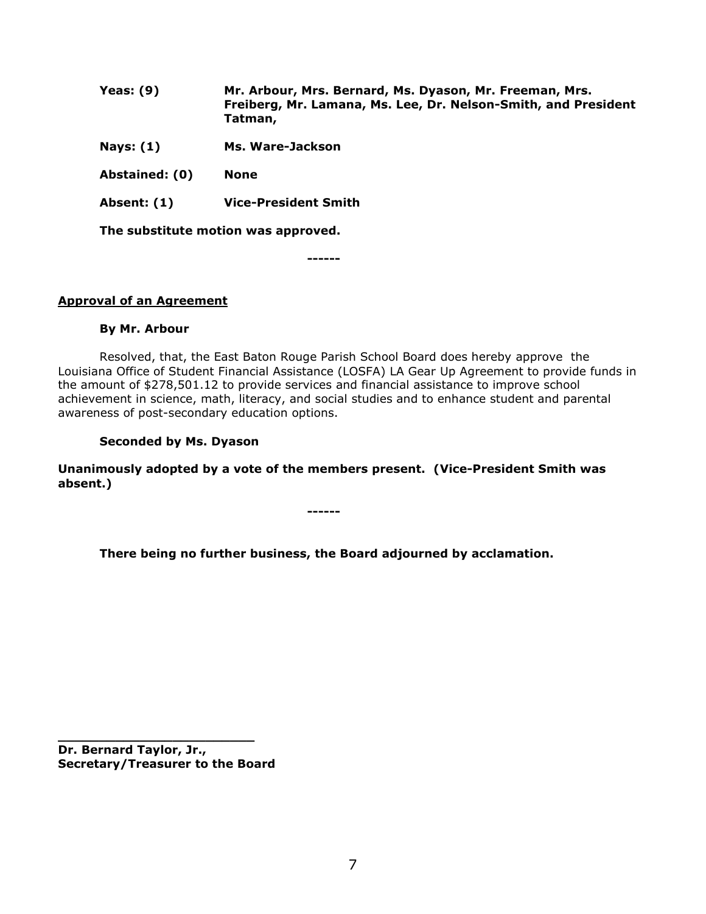| | |
|---|---|
| **Yeas: (9)** | **Mr. Arbour, Mrs. Bernard, Ms. Dyason, Mr. Freeman, Mrs. Freiberg, Mr. Lamana, Ms. Lee, Dr. Nelson-Smith, and President Tatman,** |
| **Nays: (1)** | **Ms. Ware-Jackson** |
| **Abstained: (0)** | **None** |
| **Absent: (1)** | **Vice-President Smith** |

**The substitute motion was approved.**

**------**

**Approval of an Agreement**

**By Mr. Arbour**

Resolved, that, the East Baton Rouge Parish School Board does hereby approve the Louisiana Office of Student Financial Assistance (LOSFA) LA Gear Up Agreement to provide funds in the amount of $278,501.12 to provide services and financial assistance to improve school achievement in science, math, literacy, and social studies and to enhance student and parental awareness of post-secondary education options.

**Seconded by Ms. Dyason**

**Unanimously adopted by a vote of the members present. (Vice-President Smith was absent.)**

**------**

**There being no further business, the Board adjourned by acclamation.**

**\_\_\_\_\_\_\_\_\_\_\_\_\_\_\_\_\_\_\_\_\_\_\_\_\_**
**Dr. Bernard Taylor, Jr.,**
**Secretary/Treasurer to the Board**